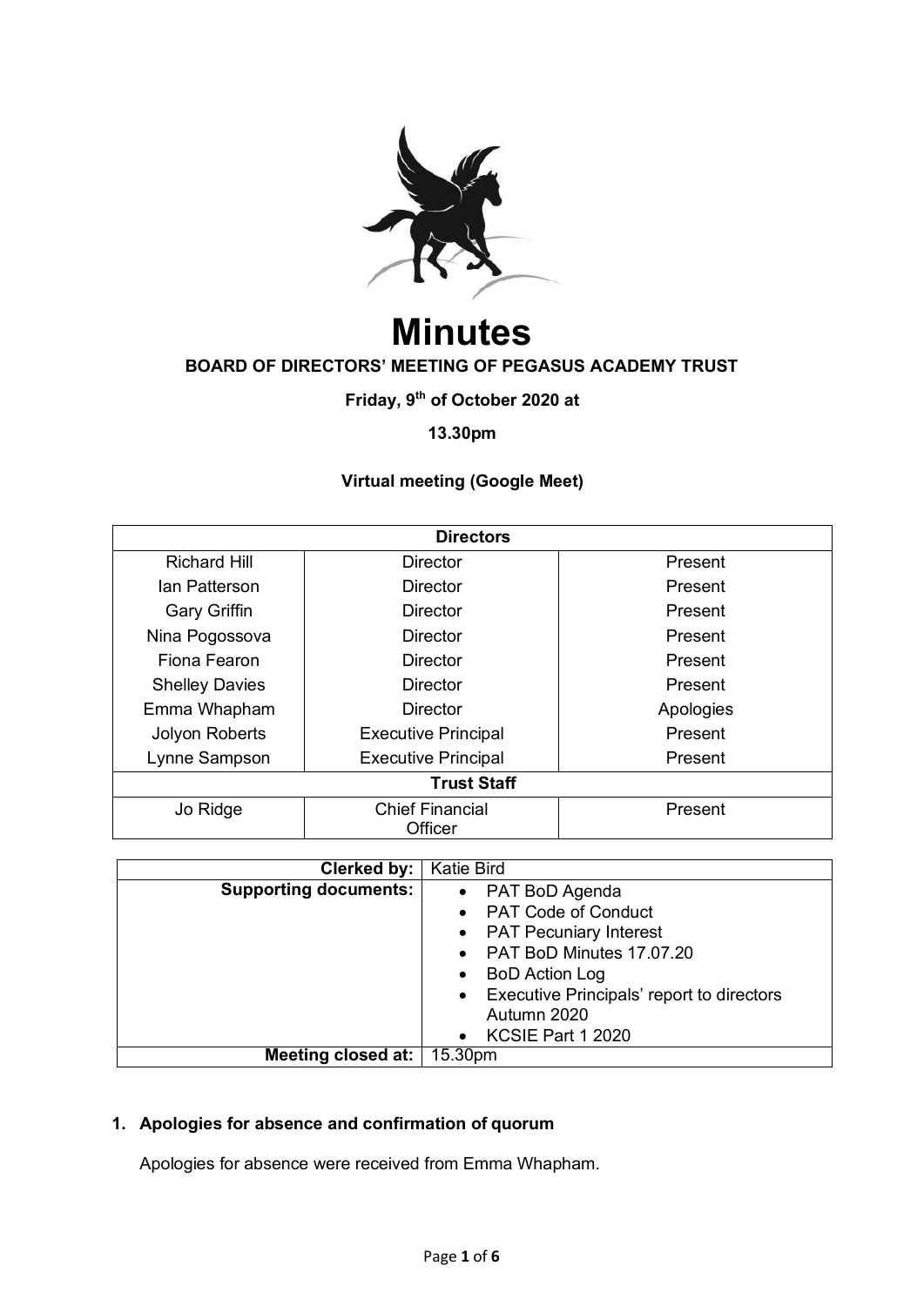# Minutes

**BOARD OF DIRECTORS' MEETING OF PEGASUS ACADEMY TRUST**

**Friday, 9th of October 2020 at**

**13.30pm**

**Virtual meeting (Google Meet)**

| **Directors** | | |
|---|---|---|
| Richard Hill | Director | Present |
| Ian Patterson | Director | Present |
| Gary Griffin | Director | Present |
| Nina Pogossova | Director | Present |
| Fiona Fearon | Director | Present |
| Shelley Davies | Director | Present |
| Emma Whapham | Director | Apologies |
| Jolyon Roberts | Executive Principal | Present |
| Lynne Sampson | Executive Principal | Present |
| **Trust Staff** | | |
| Jo Ridge | Chief Financial Officer | Present |

| | |
|---|---|
| **Clerked by:** | Katie Bird |
| **Supporting documents:** | • PAT BoD Agenda<br>• PAT Code of Conduct<br>• PAT Pecuniary Interest<br>• PAT BoD Minutes 17.07.20<br>• BoD Action Log<br>• Executive Principals' report to directors Autumn 2020<br>• KCSIE Part 1 2020 |
| **Meeting closed at:** | 15.30pm |

## 1. Apologies for absence and confirmation of quorum

Apologies for absence were received from Emma Whapham.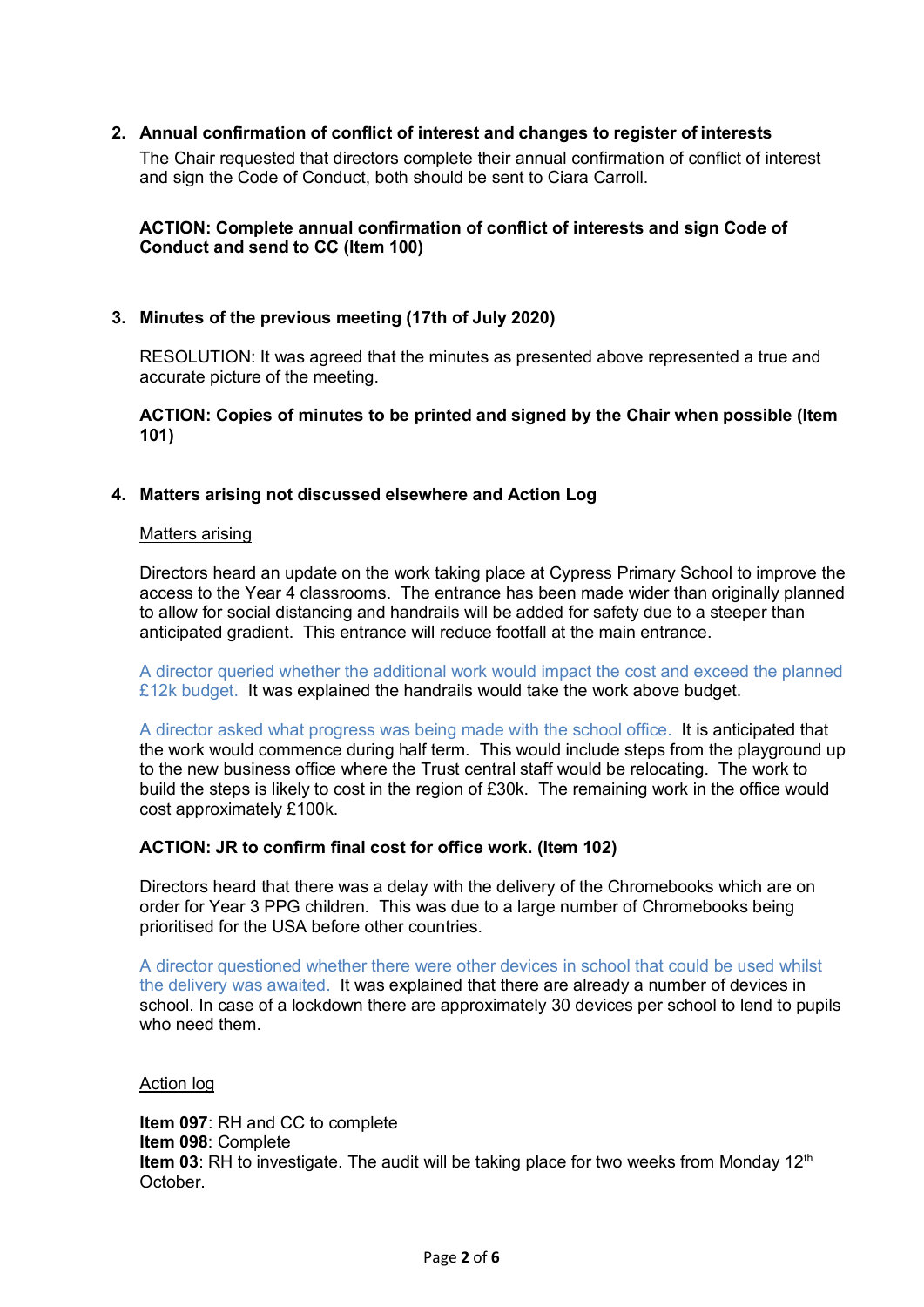## 2. Annual confirmation of conflict of interest and changes to register of interests

The Chair requested that directors complete their annual confirmation of conflict of interest and sign the Code of Conduct, both should be sent to Ciara Carroll.

**ACTION: Complete annual confirmation of conflict of interests and sign Code of Conduct and send to CC (Item 100)**

## 3. Minutes of the previous meeting (17th of July 2020)

RESOLUTION: It was agreed that the minutes as presented above represented a true and accurate picture of the meeting.

**ACTION: Copies of minutes to be printed and signed by the Chair when possible (Item 101)**

## 4. Matters arising not discussed elsewhere and Action Log

Matters arising

Directors heard an update on the work taking place at Cypress Primary School to improve the access to the Year 4 classrooms. The entrance has been made wider than originally planned to allow for social distancing and handrails will be added for safety due to a steeper than anticipated gradient. This entrance will reduce footfall at the main entrance.

A director queried whether the additional work would impact the cost and exceed the planned £12k budget. It was explained the handrails would take the work above budget.

A director asked what progress was being made with the school office. It is anticipated that the work would commence during half term. This would include steps from the playground up to the new business office where the Trust central staff would be relocating. The work to build the steps is likely to cost in the region of £30k. The remaining work in the office would cost approximately £100k.

**ACTION: JR to confirm final cost for office work. (Item 102)**

Directors heard that there was a delay with the delivery of the Chromebooks which are on order for Year 3 PPG children. This was due to a large number of Chromebooks being prioritised for the USA before other countries.

A director questioned whether there were other devices in school that could be used whilst the delivery was awaited. It was explained that there are already a number of devices in school. In case of a lockdown there are approximately 30 devices per school to lend to pupils who need them.

Action log

**Item 097**: RH and CC to complete
**Item 098**: Complete
**Item 03**: RH to investigate. The audit will be taking place for two weeks from Monday 12th October.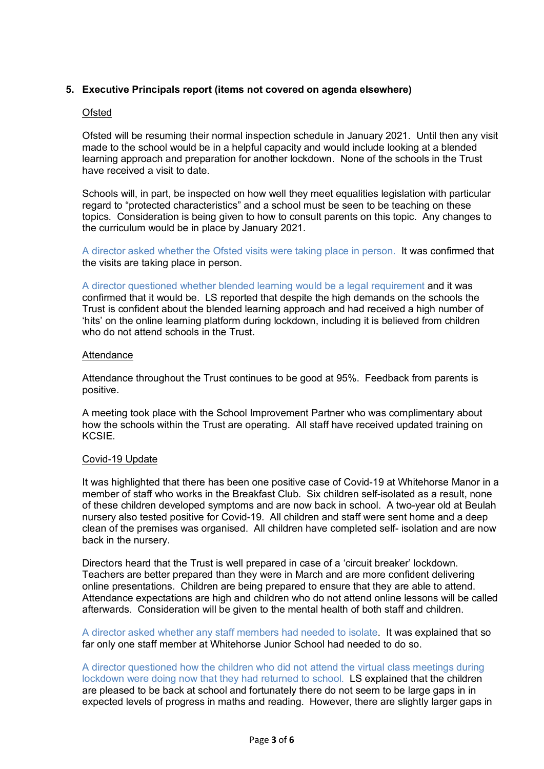## 5. Executive Principals report (items not covered on agenda elsewhere)

Ofsted

Ofsted will be resuming their normal inspection schedule in January 2021. Until then any visit made to the school would be in a helpful capacity and would include looking at a blended learning approach and preparation for another lockdown. None of the schools in the Trust have received a visit to date.

Schools will, in part, be inspected on how well they meet equalities legislation with particular regard to "protected characteristics" and a school must be seen to be teaching on these topics. Consideration is being given to how to consult parents on this topic. Any changes to the curriculum would be in place by January 2021.

A director asked whether the Ofsted visits were taking place in person. It was confirmed that the visits are taking place in person.

A director questioned whether blended learning would be a legal requirement and it was confirmed that it would be. LS reported that despite the high demands on the schools the Trust is confident about the blended learning approach and had received a high number of 'hits' on the online learning platform during lockdown, including it is believed from children who do not attend schools in the Trust.

Attendance

Attendance throughout the Trust continues to be good at 95%. Feedback from parents is positive.

A meeting took place with the School Improvement Partner who was complimentary about how the schools within the Trust are operating. All staff have received updated training on KCSIE.

Covid-19 Update

It was highlighted that there has been one positive case of Covid-19 at Whitehorse Manor in a member of staff who works in the Breakfast Club. Six children self-isolated as a result, none of these children developed symptoms and are now back in school. A two-year old at Beulah nursery also tested positive for Covid-19. All children and staff were sent home and a deep clean of the premises was organised. All children have completed self- isolation and are now back in the nursery.

Directors heard that the Trust is well prepared in case of a 'circuit breaker' lockdown. Teachers are better prepared than they were in March and are more confident delivering online presentations. Children are being prepared to ensure that they are able to attend. Attendance expectations are high and children who do not attend online lessons will be called afterwards. Consideration will be given to the mental health of both staff and children.

A director asked whether any staff members had needed to isolate. It was explained that so far only one staff member at Whitehorse Junior School had needed to do so.

A director questioned how the children who did not attend the virtual class meetings during lockdown were doing now that they had returned to school. LS explained that the children are pleased to be back at school and fortunately there do not seem to be large gaps in in expected levels of progress in maths and reading. However, there are slightly larger gaps in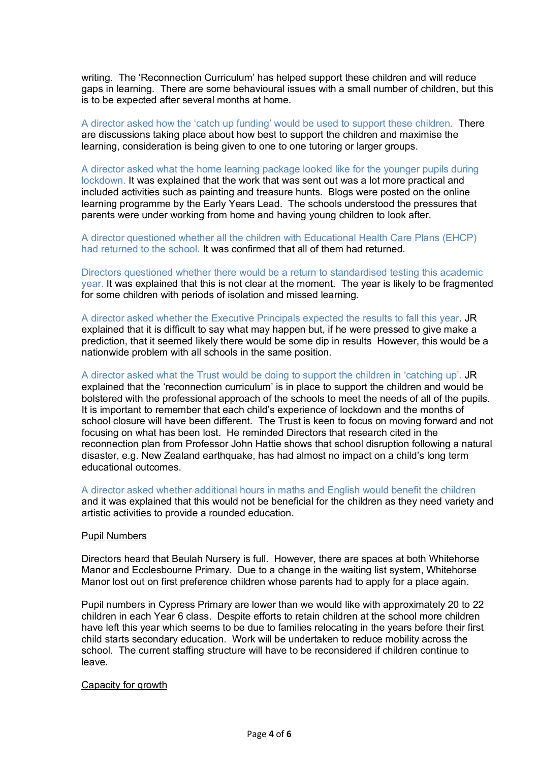writing. The 'Reconnection Curriculum' has helped support these children and will reduce gaps in learning. There are some behavioural issues with a small number of children, but this is to be expected after several months at home.

A director asked how the 'catch up funding' would be used to support these children. There are discussions taking place about how best to support the children and maximise the learning, consideration is being given to one to one tutoring or larger groups.

A director asked what the home learning package looked like for the younger pupils during lockdown. It was explained that the work that was sent out was a lot more practical and included activities such as painting and treasure hunts. Blogs were posted on the online learning programme by the Early Years Lead. The schools understood the pressures that parents were under working from home and having young children to look after.

A director questioned whether all the children with Educational Health Care Plans (EHCP) had returned to the school. It was confirmed that all of them had returned.

Directors questioned whether there would be a return to standardised testing this academic year. It was explained that this is not clear at the moment. The year is likely to be fragmented for some children with periods of isolation and missed learning.

A director asked whether the Executive Principals expected the results to fall this year. JR explained that it is difficult to say what may happen but, if he were pressed to give make a prediction, that it seemed likely there would be some dip in results However, this would be a nationwide problem with all schools in the same position.

A director asked what the Trust would be doing to support the children in 'catching up'. JR explained that the 'reconnection curriculum' is in place to support the children and would be bolstered with the professional approach of the schools to meet the needs of all of the pupils. It is important to remember that each child's experience of lockdown and the months of school closure will have been different. The Trust is keen to focus on moving forward and not focusing on what has been lost. He reminded Directors that research cited in the reconnection plan from Professor John Hattie shows that school disruption following a natural disaster, e.g. New Zealand earthquake, has had almost no impact on a child's long term educational outcomes.

A director asked whether additional hours in maths and English would benefit the children and it was explained that this would not be beneficial for the children as they need variety and artistic activities to provide a rounded education.

<u>Pupil Numbers</u>

Directors heard that Beulah Nursery is full. However, there are spaces at both Whitehorse Manor and Ecclesbourne Primary. Due to a change in the waiting list system, Whitehorse Manor lost out on first preference children whose parents had to apply for a place again.

Pupil numbers in Cypress Primary are lower than we would like with approximately 20 to 22 children in each Year 6 class. Despite efforts to retain children at the school more children have left this year which seems to be due to families relocating in the years before their first child starts secondary education. Work will be undertaken to reduce mobility across the school. The current staffing structure will have to be reconsidered if children continue to leave.

<u>Capacity for growth</u>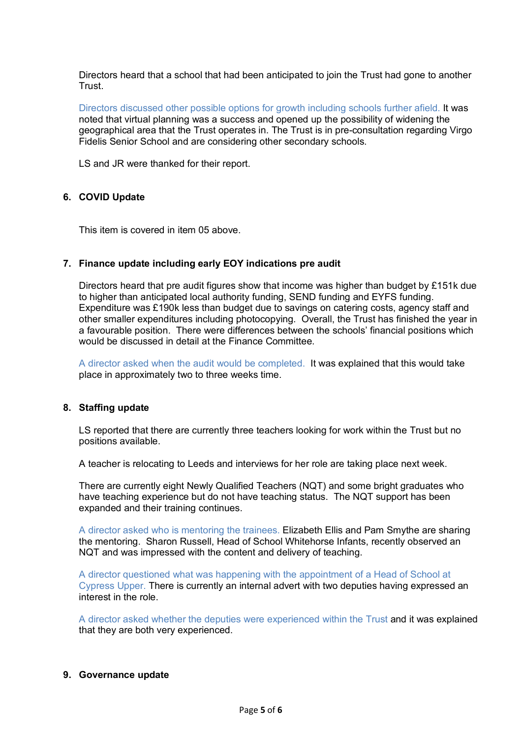Directors heard that a school that had been anticipated to join the Trust had gone to another Trust.

Directors discussed other possible options for growth including schools further afield. It was noted that virtual planning was a success and opened up the possibility of widening the geographical area that the Trust operates in. The Trust is in pre-consultation regarding Virgo Fidelis Senior School and are considering other secondary schools.

LS and JR were thanked for their report.

## 6. COVID Update

This item is covered in item 05 above.

## 7. Finance update including early EOY indications pre audit

Directors heard that pre audit figures show that income was higher than budget by £151k due to higher than anticipated local authority funding, SEND funding and EYFS funding. Expenditure was £190k less than budget due to savings on catering costs, agency staff and other smaller expenditures including photocopying. Overall, the Trust has finished the year in a favourable position. There were differences between the schools' financial positions which would be discussed in detail at the Finance Committee.

A director asked when the audit would be completed. It was explained that this would take place in approximately two to three weeks time.

## 8. Staffing update

LS reported that there are currently three teachers looking for work within the Trust but no positions available.

A teacher is relocating to Leeds and interviews for her role are taking place next week.

There are currently eight Newly Qualified Teachers (NQT) and some bright graduates who have teaching experience but do not have teaching status. The NQT support has been expanded and their training continues.

A director asked who is mentoring the trainees. Elizabeth Ellis and Pam Smythe are sharing the mentoring. Sharon Russell, Head of School Whitehorse Infants, recently observed an NQT and was impressed with the content and delivery of teaching.

A director questioned what was happening with the appointment of a Head of School at Cypress Upper. There is currently an internal advert with two deputies having expressed an interest in the role.

A director asked whether the deputies were experienced within the Trust and it was explained that they are both very experienced.

## 9. Governance update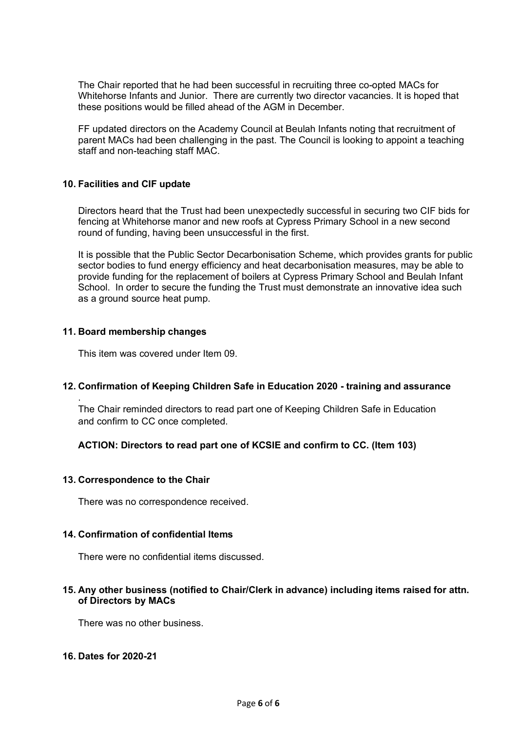The Chair reported that he had been successful in recruiting three co-opted MACs for Whitehorse Infants and Junior. There are currently two director vacancies. It is hoped that these positions would be filled ahead of the AGM in December.

FF updated directors on the Academy Council at Beulah Infants noting that recruitment of parent MACs had been challenging in the past. The Council is looking to appoint a teaching staff and non-teaching staff MAC.

## 10. Facilities and CIF update

Directors heard that the Trust had been unexpectedly successful in securing two CIF bids for fencing at Whitehorse manor and new roofs at Cypress Primary School in a new second round of funding, having been unsuccessful in the first.

It is possible that the Public Sector Decarbonisation Scheme, which provides grants for public sector bodies to fund energy efficiency and heat decarbonisation measures, may be able to provide funding for the replacement of boilers at Cypress Primary School and Beulah Infant School. In order to secure the funding the Trust must demonstrate an innovative idea such as a ground source heat pump.

## 11. Board membership changes

This item was covered under Item 09.

## 12. Confirmation of Keeping Children Safe in Education 2020 - training and assurance

.
The Chair reminded directors to read part one of Keeping Children Safe in Education and confirm to CC once completed.

**ACTION: Directors to read part one of KCSIE and confirm to CC. (Item 103)**

## 13. Correspondence to the Chair

There was no correspondence received.

## 14. Confirmation of confidential Items

There were no confidential items discussed.

## 15. Any other business (notified to Chair/Clerk in advance) including items raised for attn. of Directors by MACs

There was no other business.

## 16. Dates for 2020-21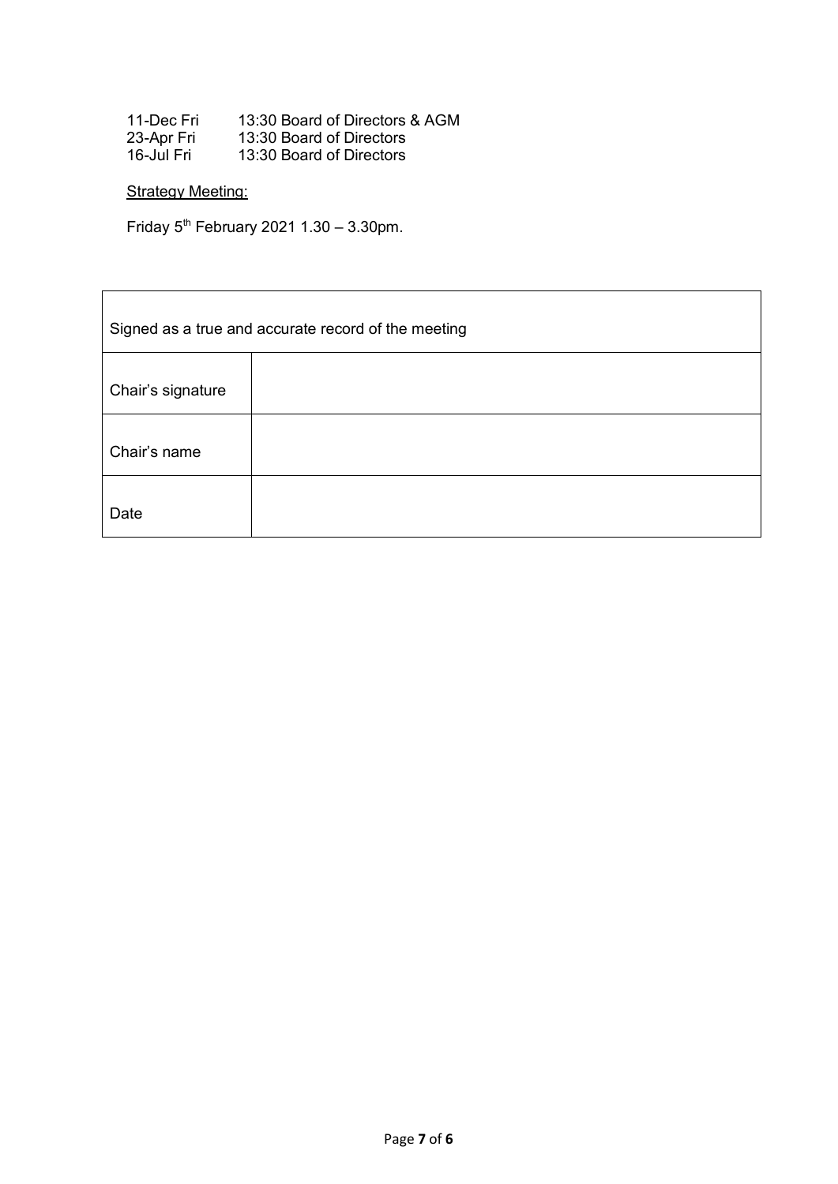11-Dec Fri 13:30 Board of Directors & AGM
23-Apr Fri 13:30 Board of Directors
16-Jul Fri 13:30 Board of Directors

Strategy Meeting:

Friday 5th February 2021 1.30 – 3.30pm.

| Signed as a true and accurate record of the meeting | |
| --- | --- |
| Chair's signature | |
| Chair's name | |
| Date | |